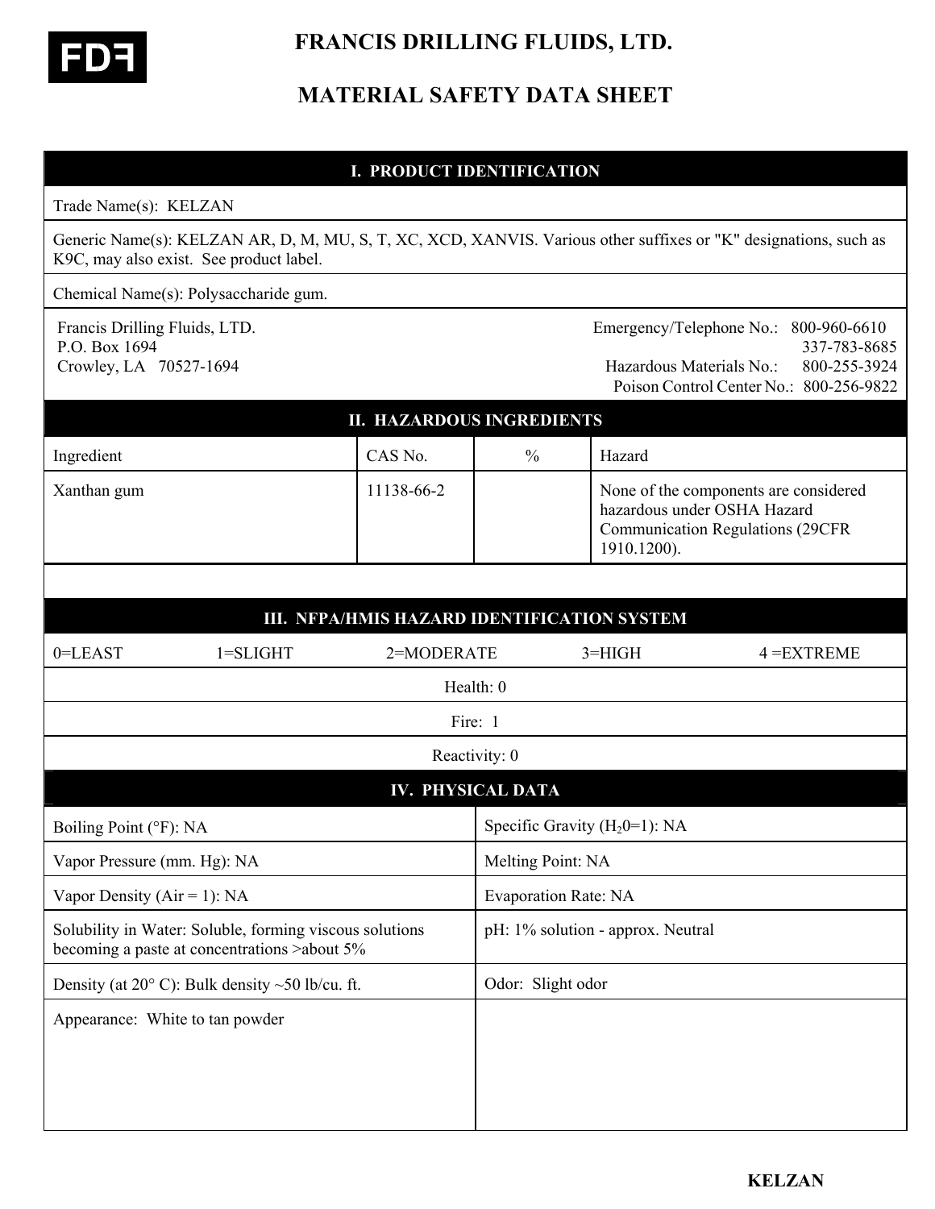# FRANCIS DRILLING FLUIDS, LTD.

# MATERIAL SAFETY DATA SHEET

## I. PRODUCT IDENTIFICATION

Trade Name(s): KELZAN

Generic Name(s): KELZAN AR, D, M, MU, S, T, XC, XCD, XANVIS. Various other suffixes or "K" designations, such as K9C, may also exist. See product label.

Chemical Name(s): Polysaccharide gum.

Francis Drilling Fluids, LTD.
P.O. Box 1694
Crowley, LA 70527-1694

Emergency/Telephone No.: 800-960-6610
337-783-8685
Hazardous Materials No.: 800-255-3924
Poison Control Center No.: 800-256-9822

## II. HAZARDOUS INGREDIENTS

| Ingredient | CAS No. | % | Hazard |
|---|---|---|---|
| Xanthan gum | 11138-66-2 | | None of the components are considered hazardous under OSHA Hazard Communication Regulations (29CFR 1910.1200). |

## III. NFPA/HMIS HAZARD IDENTIFICATION SYSTEM

0=LEAST 1=SLIGHT 2=MODERATE 3=HIGH 4 =EXTREME

Health: 0

Fire: 1

Reactivity: 0

## IV. PHYSICAL DATA

| | |
|---|---|
| Boiling Point (°F): NA | Specific Gravity ($H_20$=1): NA |
| Vapor Pressure (mm. Hg): NA | Melting Point: NA |
| Vapor Density (Air = 1): NA | Evaporation Rate: NA |
| Solubility in Water: Soluble, forming viscous solutions becoming a paste at concentrations >about 5% | pH: 1% solution - approx. Neutral |
| Density (at 20° C): Bulk density ~50 lb/cu. ft. | Odor: Slight odor |
| Appearance: White to tan powder | |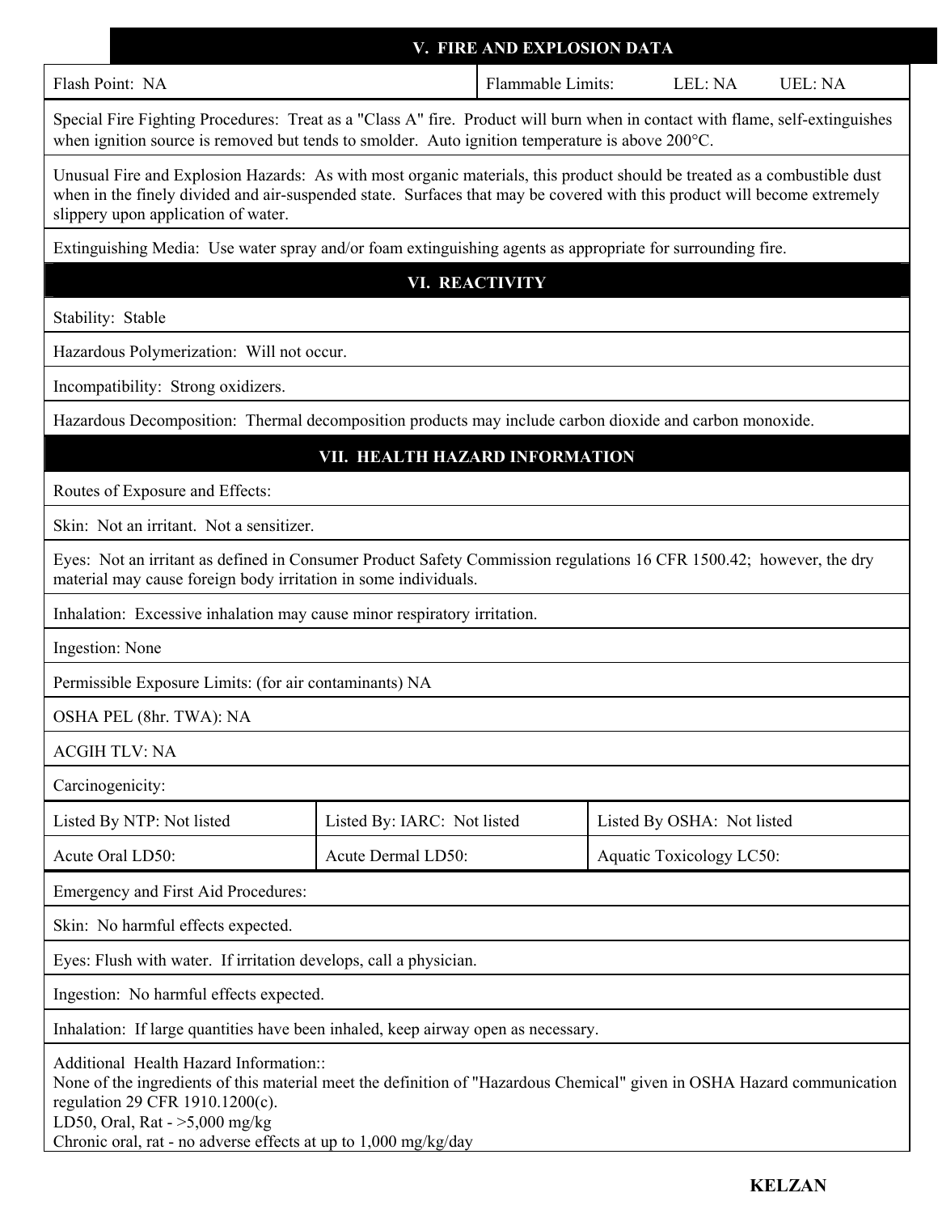## V. FIRE AND EXPLOSION DATA

| Flash Point: NA | Flammable Limits: LEL: NA UEL: NA |
| --- | --- |

Special Fire Fighting Procedures: Treat as a "Class A" fire. Product will burn when in contact with flame, self-extinguishes when ignition source is removed but tends to smolder. Auto ignition temperature is above 200°C.

Unusual Fire and Explosion Hazards: As with most organic materials, this product should be treated as a combustible dust when in the finely divided and air-suspended state. Surfaces that may be covered with this product will become extremely slippery upon application of water.

Extinguishing Media: Use water spray and/or foam extinguishing agents as appropriate for surrounding fire.

## VI. REACTIVITY

Stability: Stable

Hazardous Polymerization: Will not occur.

Incompatibility: Strong oxidizers.

Hazardous Decomposition: Thermal decomposition products may include carbon dioxide and carbon monoxide.

## VII. HEALTH HAZARD INFORMATION

Routes of Exposure and Effects:

Skin: Not an irritant. Not a sensitizer.

Eyes: Not an irritant as defined in Consumer Product Safety Commission regulations 16 CFR 1500.42; however, the dry material may cause foreign body irritation in some individuals.

Inhalation: Excessive inhalation may cause minor respiratory irritation.

Ingestion: None

Permissible Exposure Limits: (for air contaminants) NA

OSHA PEL (8hr. TWA): NA

ACGIH TLV: NA

Carcinogenicity:

| Listed By NTP: Not listed | Listed By: IARC: Not listed | Listed By OSHA: Not listed |
| --- | --- | --- |
| Acute Oral LD50: | Acute Dermal LD50: | Aquatic Toxicology LC50: |

Emergency and First Aid Procedures:

Skin: No harmful effects expected.

Eyes: Flush with water. If irritation develops, call a physician.

Ingestion: No harmful effects expected.

Inhalation: If large quantities have been inhaled, keep airway open as necessary.

Additional Health Hazard Information::
None of the ingredients of this material meet the definition of "Hazardous Chemical" given in OSHA Hazard communication regulation 29 CFR 1910.1200(c).
LD50, Oral, Rat - >5,000 mg/kg
Chronic oral, rat - no adverse effects at up to 1,000 mg/kg/day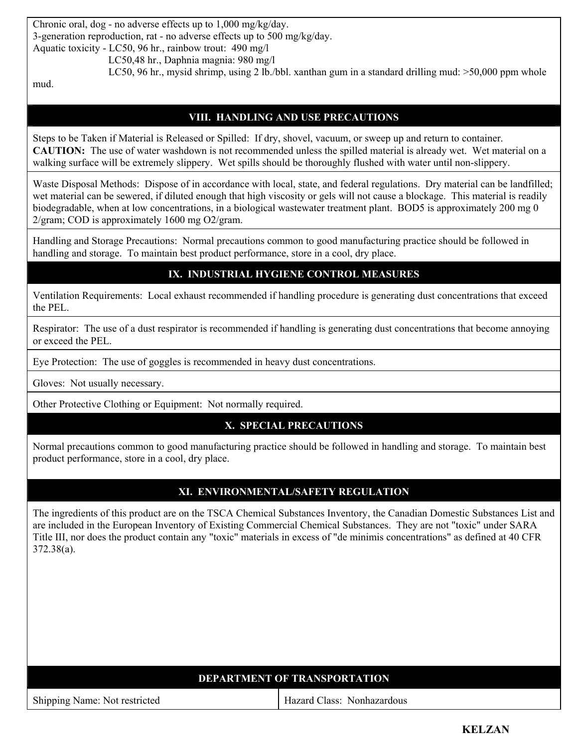Chronic oral, dog - no adverse effects up to 1,000 mg/kg/day.
3-generation reproduction, rat - no adverse effects up to 500 mg/kg/day.
Aquatic toxicity - LC50, 96 hr., rainbow trout: 490 mg/l
LC50,48 hr., Daphnia magnia: 980 mg/l
LC50, 96 hr., mysid shrimp, using 2 lb./bbl. xanthan gum in a standard drilling mud: >50,000 ppm whole mud.

## VIII. HANDLING AND USE PRECAUTIONS

Steps to be Taken if Material is Released or Spilled: If dry, shovel, vacuum, or sweep up and return to container. **CAUTION:** The use of water washdown is not recommended unless the spilled material is already wet. Wet material on a walking surface will be extremely slippery. Wet spills should be thoroughly flushed with water until non-slippery.

Waste Disposal Methods: Dispose of in accordance with local, state, and federal regulations. Dry material can be landfilled; wet material can be sewered, if diluted enough that high viscosity or gels will not cause a blockage. This material is readily biodegradable, when at low concentrations, in a biological wastewater treatment plant. BOD5 is approximately 200 mg 0 2/gram; COD is approximately 1600 mg O2/gram.

Handling and Storage Precautions: Normal precautions common to good manufacturing practice should be followed in handling and storage. To maintain best product performance, store in a cool, dry place.

## IX. INDUSTRIAL HYGIENE CONTROL MEASURES

Ventilation Requirements: Local exhaust recommended if handling procedure is generating dust concentrations that exceed the PEL.

Respirator: The use of a dust respirator is recommended if handling is generating dust concentrations that become annoying or exceed the PEL.

Eye Protection: The use of goggles is recommended in heavy dust concentrations.

Gloves: Not usually necessary.

Other Protective Clothing or Equipment: Not normally required.

## X. SPECIAL PRECAUTIONS

Normal precautions common to good manufacturing practice should be followed in handling and storage. To maintain best product performance, store in a cool, dry place.

## XI. ENVIRONMENTAL/SAFETY REGULATION

The ingredients of this product are on the TSCA Chemical Substances Inventory, the Canadian Domestic Substances List and are included in the European Inventory of Existing Commercial Chemical Substances. They are not "toxic" under SARA Title III, nor does the product contain any "toxic" materials in excess of "de minimis concentrations" as defined at 40 CFR 372.38(a).

## DEPARTMENT OF TRANSPORTATION

| Shipping Name: Not restricted | Hazard Class: Nonhazardous |
|---|---|

**KELZAN**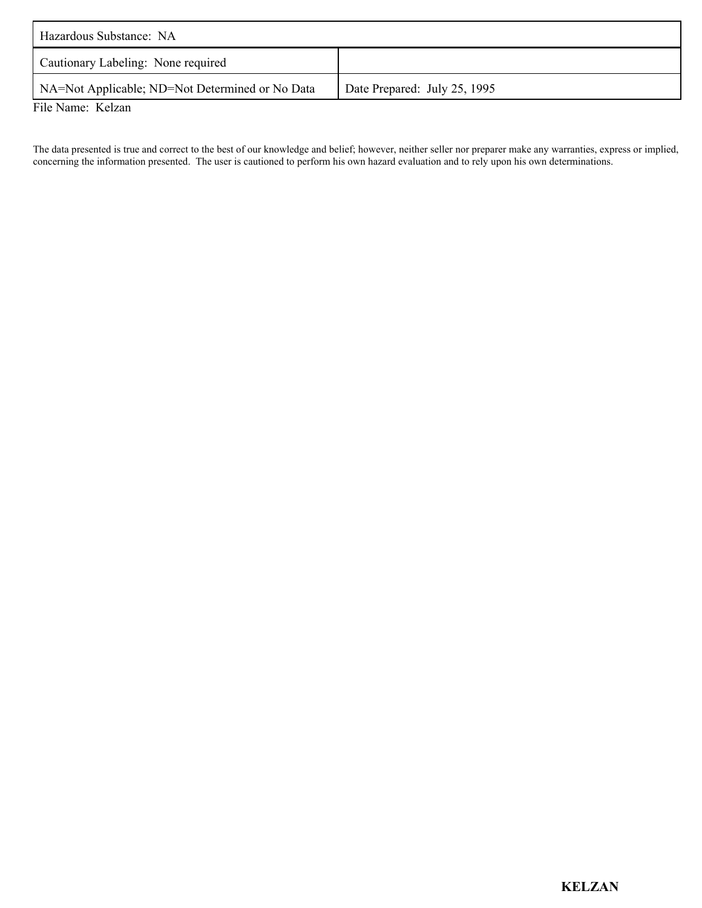| | |
|---|---|
| Hazardous Substance: NA | |
| Cautionary Labeling: None required | |
| NA=Not Applicable; ND=Not Determined or No Data | Date Prepared: July 25, 1995 |

File Name: Kelzan

The data presented is true and correct to the best of our knowledge and belief; however, neither seller nor preparer make any warranties, express or implied, concerning the information presented. The user is cautioned to perform his own hazard evaluation and to rely upon his own determinations.